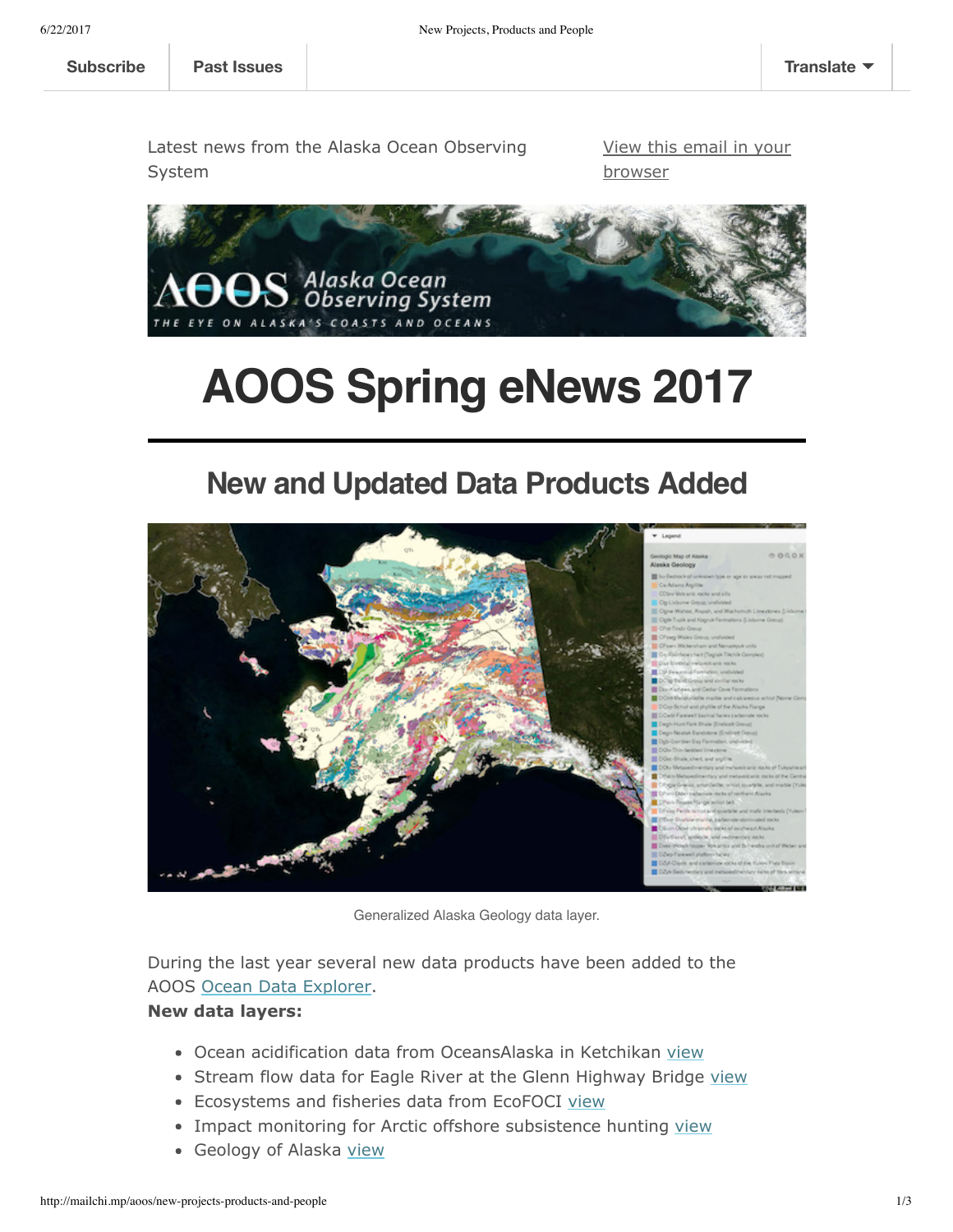Subscribe | Past Issues | Translate

Latest news from the Alaska Ocean Observing System

View this email in your browser

# AOOS Spring eNews 2017

## New and Updated Data Products Added

Generalized Alaska Geology data layer.

During the last year several new data products have been added to the AOOS Ocean Data Explorer.

**New data layers:**

- Ocean acidification data from OceansAlaska in Ketchikan view
- Stream flow data for Eagle River at the Glenn Highway Bridge view
- Ecosystems and fisheries data from EcoFOCI view
- Impact monitoring for Arctic offshore subsistence hunting view
- Geology of Alaska view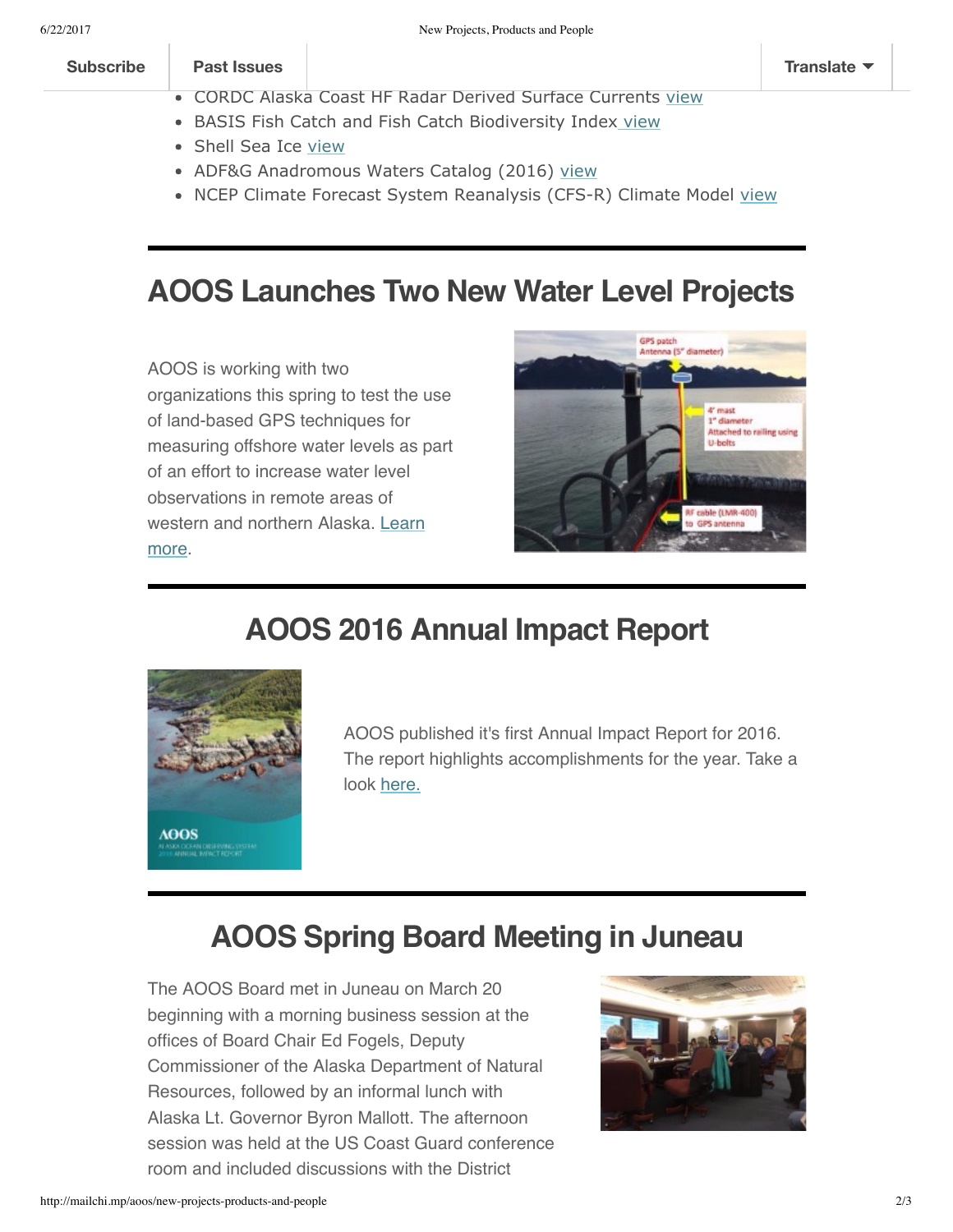- CORDC Alaska Coast HF Radar Derived Surface Currents view
- BASIS Fish Catch and Fish Catch Biodiversity Index view
- Shell Sea Ice view
- ADF&G Anadromous Waters Catalog (2016) view
- NCEP Climate Forecast System Reanalysis (CFS-R) Climate Model view

## AOOS Launches Two New Water Level Projects

AOOS is working with two organizations this spring to test the use of land-based GPS techniques for measuring offshore water levels as part of an effort to increase water level observations in remote areas of western and northern Alaska. Learn more.

## AOOS 2016 Annual Impact Report

AOOS published it's first Annual Impact Report for 2016. The report highlights accomplishments for the year. Take a look here.

## AOOS Spring Board Meeting in Juneau

The AOOS Board met in Juneau on March 20 beginning with a morning business session at the offices of Board Chair Ed Fogels, Deputy Commissioner of the Alaska Department of Natural Resources, followed by an informal lunch with Alaska Lt. Governor Byron Mallott. The afternoon session was held at the US Coast Guard conference room and included discussions with the District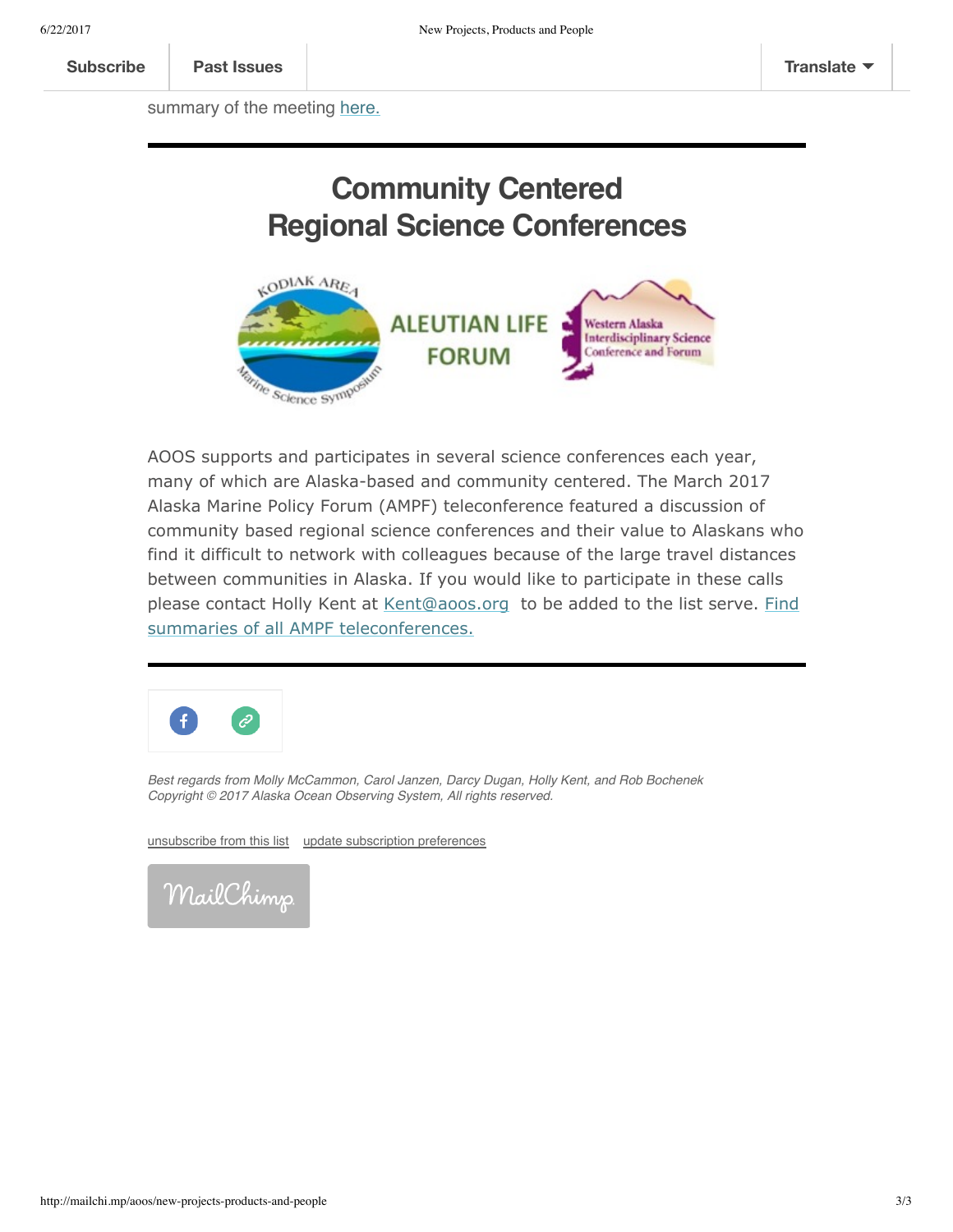summary of the meeting [here.](#)

# Community Centered Regional Science Conferences

KODIAK AREA Marine Science Symposium

ALEUTIAN LIFE FORUM

Western Alaska Interdisciplinary Science Conference and Forum

AOOS supports and participates in several science conferences each year, many of which are Alaska-based and community centered. The March 2017 Alaska Marine Policy Forum (AMPF) teleconference featured a discussion of community based regional science conferences and their value to Alaskans who find it difficult to network with colleagues because of the large travel distances between communities in Alaska. If you would like to participate in these calls please contact Holly Kent at Kent@aoos.org to be added to the list serve. [Find summaries of all AMPF teleconferences.](#)

*Best regards from Molly McCammon, Carol Janzen, Darcy Dugan, Holly Kent, and Rob Bochenek*
*Copyright © 2017 Alaska Ocean Observing System, All rights reserved.*

unsubscribe from this list    update subscription preferences